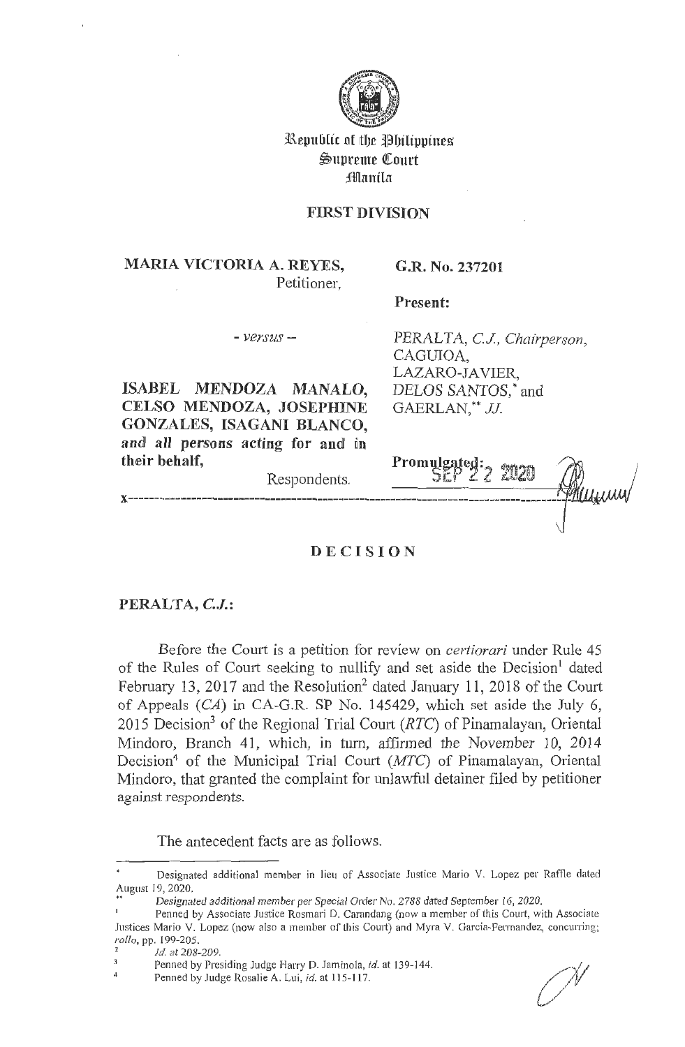Republic of the Philippines
Supreme Court
Manila

**FIRST DIVISION**

| | |
|---|---|
| **MARIA VICTORIA A. REYES,** Petitioner, | **G.R. No. 237201** |
| | **Present:** |
| *- versus -* | *PERALTA, C.J., Chairperson,* CAGUIOA, LAZARO-JAVIER, *DELOS SANTOS,*\* and GAERLAN,\*\* *JJ.* |
| **ISABEL MENDOZA MANALO, CELSO MENDOZA, JOSEPHINE GONZALES, ISAGANI BLANCO,** ***and all persons acting for and in their behalf,*** Respondents. | **Promulgated:** SEP 22 2020 |

x-----------------------------------------------------------------------------------------x

# DECISION

**PERALTA, *C.J.*:**

Before the Court is a petition for review on *certiorari* under Rule 45 of the Rules of Court seeking to nullify and set aside the Decision[1] dated February 13, 2017 and the Resolution[2] dated January 11, 2018 of the Court of Appeals (*CA*) in CA-G.R. SP No. 145429, which set aside the July 6, 2015 Decision[3] of the Regional Trial Court (*RTC*) of Pinamalayan, Oriental Mindoro, Branch 41, which, in turn, affirmed the November 10, 2014 Decision[4] of the Municipal Trial Court (*MTC*) of Pinamalayan, Oriental Mindoro, that granted the complaint for unlawful detainer filed by petitioner against respondents.

The antecedent facts are as follows.

---

\* Designated additional member in lieu of Associate Justice Mario V. Lopez per Raffle dated August 19, 2020.

\*\* *Designated additional member per Special Order No. 2788 dated September 16, 2020.*

[1] Penned by Associate Justice Rosmari D. Carandang (now a member of this Court, with Associate Justices Mario V. Lopez (now also a member of this Court) and Myra V. Garcia-Fernandez, concurring; *rollo*, pp. 199-205.

[2] *Id.* at 208-209.

[3] Penned by Presiding Judge Harry D. Jaminola, *id.* at 139-144.

[4] Penned by Judge Rosalie A. Lui, *id.* at 115-117.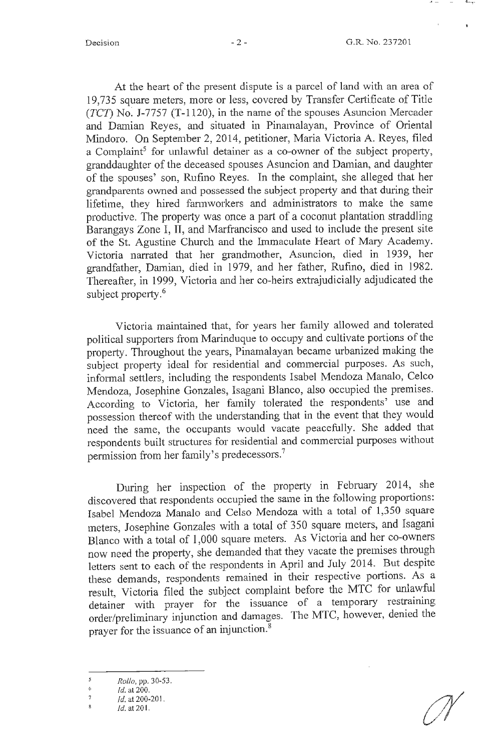At the heart of the present dispute is a parcel of land with an area of 19,735 square meters, more or less, covered by Transfer Certificate of Title (*TCT*) No. J-7757 (T-1120), in the name of the spouses Asuncion Mercader and Damian Reyes, and situated in Pinamalayan, Province of Oriental Mindoro. On September 2, 2014, petitioner, Maria Victoria A. Reyes, filed a Complaint[5] for unlawful detainer as a co-owner of the subject property, granddaughter of the deceased spouses Asuncion and Damian, and daughter of the spouses' son, Rufino Reyes. In the complaint, she alleged that her grandparents owned and possessed the subject property and that during their lifetime, they hired farmworkers and administrators to make the same productive. The property was once a part of a coconut plantation straddling Barangays Zone I, II, and Marfrancisco and used to include the present site of the St. Agustine Church and the Immaculate Heart of Mary Academy. Victoria narrated that her grandmother, Asuncion, died in 1939, her grandfather, Damian, died in 1979, and her father, Rufino, died in 1982. Thereafter, in 1999, Victoria and her co-heirs extrajudicially adjudicated the subject property.[6]

Victoria maintained that, for years her family allowed and tolerated political supporters from Marinduque to occupy and cultivate portions of the property. Throughout the years, Pinamalayan became urbanized making the subject property ideal for residential and commercial purposes. As such, informal settlers, including the respondents Isabel Mendoza Manalo, Celco Mendoza, Josephine Gonzales, Isagani Blanco, also occupied the premises. According to Victoria, her family tolerated the respondents' use and possession thereof with the understanding that in the event that they would need the same, the occupants would vacate peacefully. She added that respondents built structures for residential and commercial purposes without permission from her family's predecessors.[7]

During her inspection of the property in February 2014, she discovered that respondents occupied the same in the following proportions: Isabel Mendoza Manalo and Celso Mendoza with a total of 1,350 square meters, Josephine Gonzales with a total of 350 square meters, and Isagani Blanco with a total of 1,000 square meters. As Victoria and her co-owners now need the property, she demanded that they vacate the premises through letters sent to each of the respondents in April and July 2014. But despite these demands, respondents remained in their respective portions. As a result, Victoria filed the subject complaint before the MTC for unlawful detainer with prayer for the issuance of a temporary restraining order/preliminary injunction and damages. The MTC, however, denied the prayer for the issuance of an injunction.[8]

---

[5] *Rollo*, pp. 30-53.

[6] *Id.* at 200.

[7] *Id.* at 200-201.

[8] *Id.* at 201.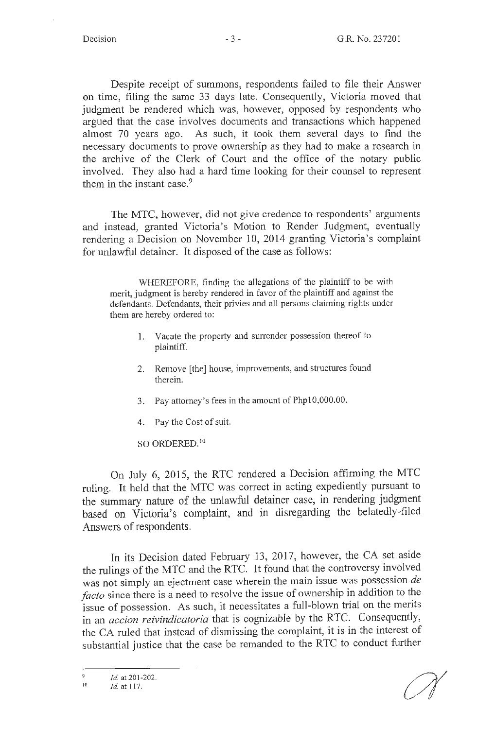Despite receipt of summons, respondents failed to file their Answer on time, filing the same 33 days late. Consequently, Victoria moved that judgment be rendered which was, however, opposed by respondents who argued that the case involves documents and transactions which happened almost 70 years ago. As such, it took them several days to find the necessary documents to prove ownership as they had to make a research in the archive of the Clerk of Court and the office of the notary public involved. They also had a hard time looking for their counsel to represent them in the instant case.[9]

The MTC, however, did not give credence to respondents' arguments and instead, granted Victoria's Motion to Render Judgment, eventually rendering a Decision on November 10, 2014 granting Victoria's complaint for unlawful detainer. It disposed of the case as follows:

> WHEREFORE, finding the allegations of the plaintiff to be with merit, judgment is hereby rendered in favor of the plaintiff and against the defendants. Defendants, their privies and all persons claiming rights under them are hereby ordered to:
>
> 1. Vacate the property and surrender possession thereof to plaintiff.
> 2. Remove [the] house, improvements, and structures found therein.
> 3. Pay attorney's fees in the amount of Php10,000.00.
> 4. Pay the Cost of suit.
>
> SO ORDERED.[10]

On July 6, 2015, the RTC rendered a Decision affirming the MTC ruling. It held that the MTC was correct in acting expediently pursuant to the summary nature of the unlawful detainer case, in rendering judgment based on Victoria's complaint, and in disregarding the belatedly-filed Answers of respondents.

In its Decision dated February 13, 2017, however, the CA set aside the rulings of the MTC and the RTC. It found that the controversy involved was not simply an ejectment case wherein the main issue was possession *de facto* since there is a need to resolve the issue of ownership in addition to the issue of possession. As such, it necessitates a full-blown trial on the merits in an *accion reivindicatoria* that is cognizable by the RTC. Consequently, the CA ruled that instead of dismissing the complaint, it is in the interest of substantial justice that the case be remanded to the RTC to conduct further

---

[9] *Id.* at 201-202.

[10] *Id.* at 117.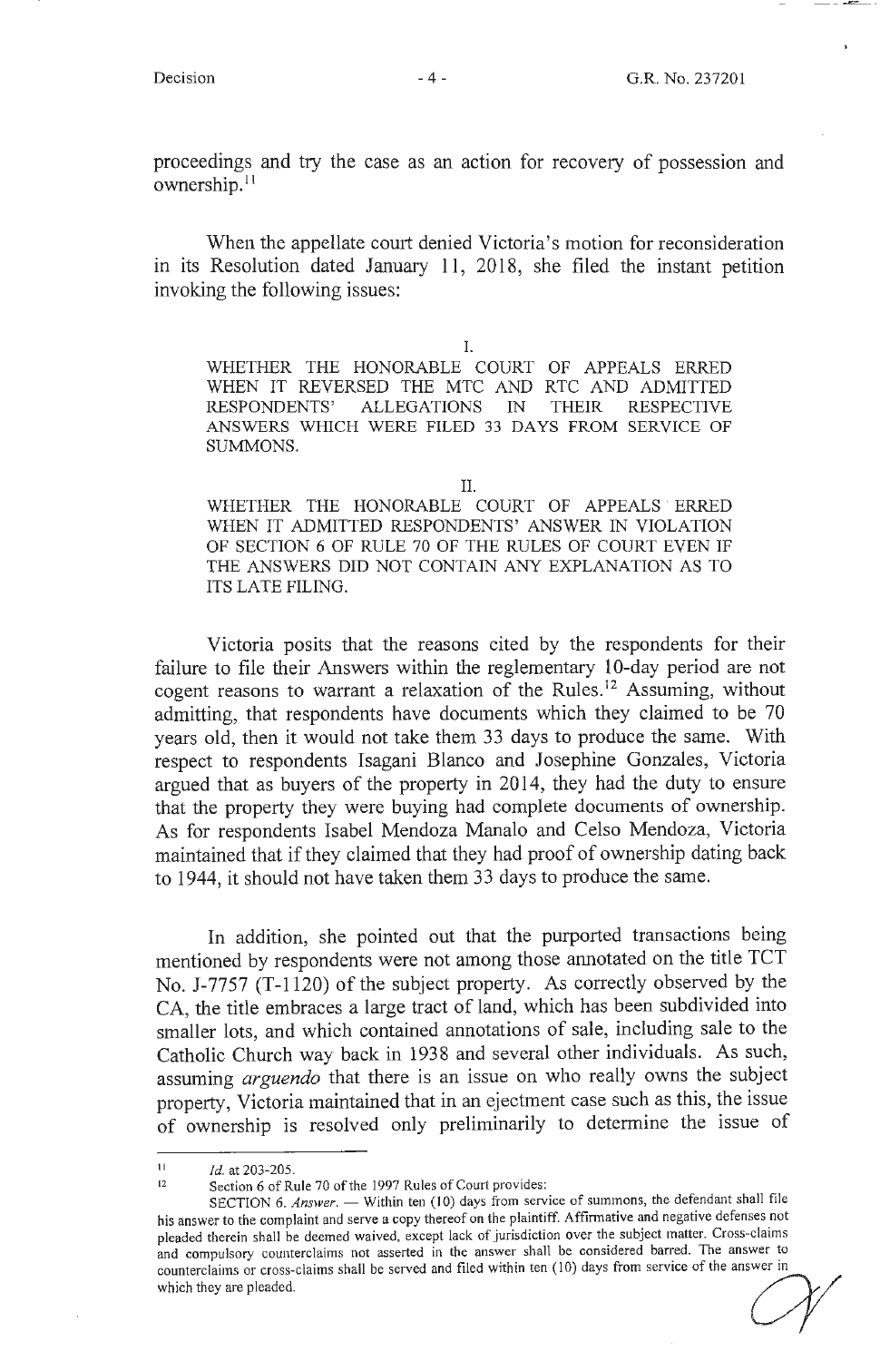proceedings and try the case as an action for recovery of possession and ownership.[11]

When the appellate court denied Victoria's motion for reconsideration in its Resolution dated January 11, 2018, she filed the instant petition invoking the following issues:

> I.
>
> WHETHER THE HONORABLE COURT OF APPEALS ERRED WHEN IT REVERSED THE MTC AND RTC AND ADMITTED RESPONDENTS' ALLEGATIONS IN THEIR RESPECTIVE ANSWERS WHICH WERE FILED 33 DAYS FROM SERVICE OF SUMMONS.
>
> II.
>
> WHETHER THE HONORABLE COURT OF APPEALS ERRED WHEN IT ADMITTED RESPONDENTS' ANSWER IN VIOLATION OF SECTION 6 OF RULE 70 OF THE RULES OF COURT EVEN IF THE ANSWERS DID NOT CONTAIN ANY EXPLANATION AS TO ITS LATE FILING.

Victoria posits that the reasons cited by the respondents for their failure to file their Answers within the reglementary 10-day period are not cogent reasons to warrant a relaxation of the Rules.[12] Assuming, without admitting, that respondents have documents which they claimed to be 70 years old, then it would not take them 33 days to produce the same. With respect to respondents Isagani Blanco and Josephine Gonzales, Victoria argued that as buyers of the property in 2014, they had the duty to ensure that the property they were buying had complete documents of ownership. As for respondents Isabel Mendoza Manalo and Celso Mendoza, Victoria maintained that if they claimed that they had proof of ownership dating back to 1944, it should not have taken them 33 days to produce the same.

In addition, she pointed out that the purported transactions being mentioned by respondents were not among those annotated on the title TCT No. J-7757 (T-1120) of the subject property. As correctly observed by the CA, the title embraces a large tract of land, which has been subdivided into smaller lots, and which contained annotations of sale, including sale to the Catholic Church way back in 1938 and several other individuals. As such, assuming *arguendo* that there is an issue on who really owns the subject property, Victoria maintained that in an ejectment case such as this, the issue of ownership is resolved only preliminarily to determine the issue of

---

[11] *Id.* at 203-205.

[12] Section 6 of Rule 70 of the 1997 Rules of Court provides:

SECTION 6. *Answer.* — Within ten (10) days from service of summons, the defendant shall file his answer to the complaint and serve a copy thereof on the plaintiff. Affirmative and negative defenses not pleaded therein shall be deemed waived, except lack of jurisdiction over the subject matter. Cross-claims and compulsory counterclaims not asserted in the answer shall be considered barred. The answer to counterclaims or cross-claims shall be served and filed within ten (10) days from service of the answer in which they are pleaded.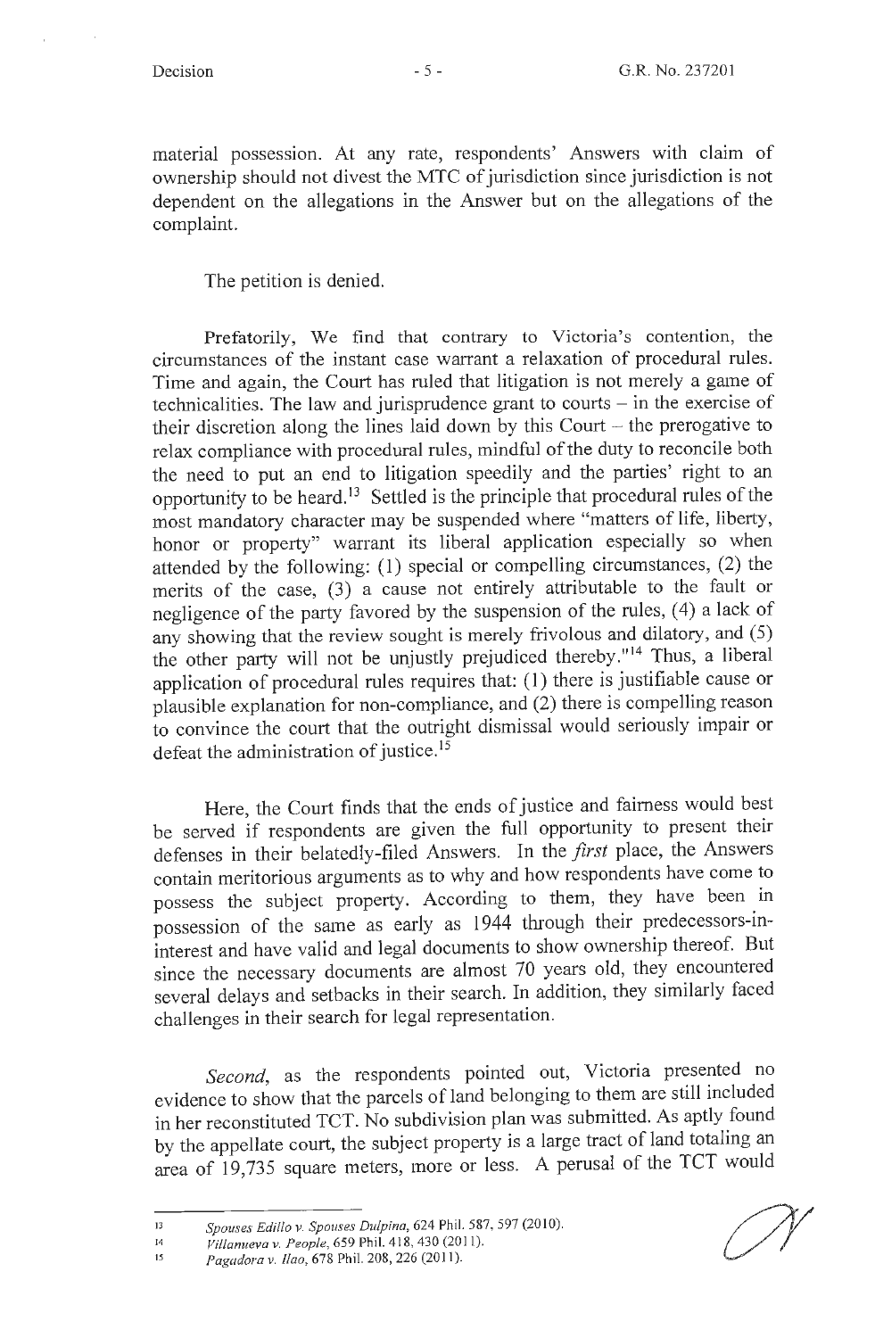material possession. At any rate, respondents' Answers with claim of ownership should not divest the MTC of jurisdiction since jurisdiction is not dependent on the allegations in the Answer but on the allegations of the complaint.

The petition is denied.

Prefatorily, We find that contrary to Victoria's contention, the circumstances of the instant case warrant a relaxation of procedural rules. Time and again, the Court has ruled that litigation is not merely a game of technicalities. The law and jurisprudence grant to courts – in the exercise of their discretion along the lines laid down by this Court – the prerogative to relax compliance with procedural rules, mindful of the duty to reconcile both the need to put an end to litigation speedily and the parties' right to an opportunity to be heard.[13] Settled is the principle that procedural rules of the most mandatory character may be suspended where "matters of life, liberty, honor or property" warrant its liberal application especially so when attended by the following: (1) special or compelling circumstances, (2) the merits of the case, (3) a cause not entirely attributable to the fault or negligence of the party favored by the suspension of the rules, (4) a lack of any showing that the review sought is merely frivolous and dilatory, and (5) the other party will not be unjustly prejudiced thereby."[14] Thus, a liberal application of procedural rules requires that: (1) there is justifiable cause or plausible explanation for non-compliance, and (2) there is compelling reason to convince the court that the outright dismissal would seriously impair or defeat the administration of justice.[15]

Here, the Court finds that the ends of justice and fairness would best be served if respondents are given the full opportunity to present their defenses in their belatedly-filed Answers. In the *first* place, the Answers contain meritorious arguments as to why and how respondents have come to possess the subject property. According to them, they have been in possession of the same as early as 1944 through their predecessors-in-interest and have valid and legal documents to show ownership thereof. But since the necessary documents are almost 70 years old, they encountered several delays and setbacks in their search. In addition, they similarly faced challenges in their search for legal representation.

*Second*, as the respondents pointed out, Victoria presented no evidence to show that the parcels of land belonging to them are still included in her reconstituted TCT. No subdivision plan was submitted. As aptly found by the appellate court, the subject property is a large tract of land totaling an area of 19,735 square meters, more or less. A perusal of the TCT would

---

[13] *Spouses Edillo v. Spouses Dulpina*, 624 Phil. 587, 597 (2010).

[14] *Villanueva v. People*, 659 Phil. 418, 430 (2011).

[15] *Pagadora v. Ilao*, 678 Phil. 208, 226 (2011).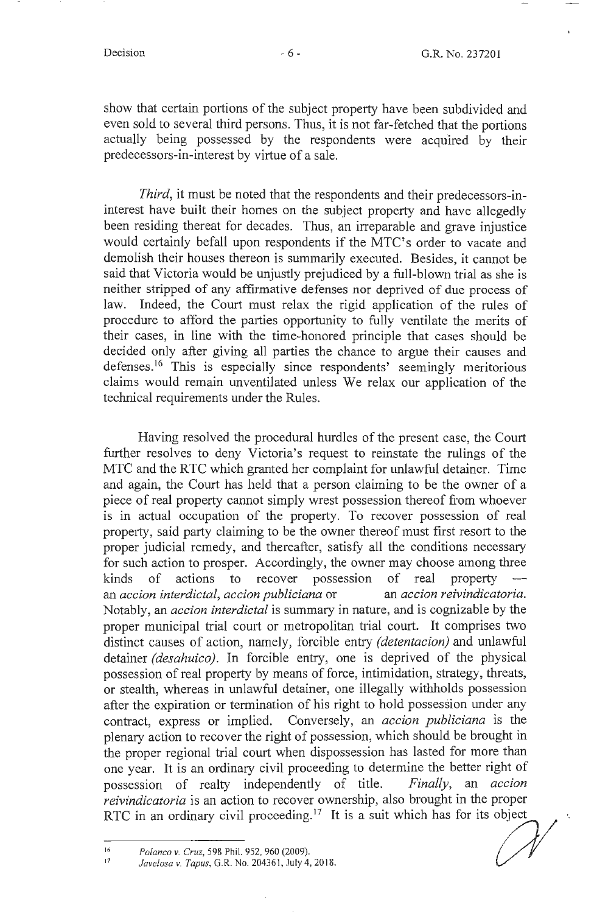show that certain portions of the subject property have been subdivided and even sold to several third persons. Thus, it is not far-fetched that the portions actually being possessed by the respondents were acquired by their predecessors-in-interest by virtue of a sale.

*Third*, it must be noted that the respondents and their predecessors-in-interest have built their homes on the subject property and have allegedly been residing thereat for decades. Thus, an irreparable and grave injustice would certainly befall upon respondents if the MTC's order to vacate and demolish their houses thereon is summarily executed. Besides, it cannot be said that Victoria would be unjustly prejudiced by a full-blown trial as she is neither stripped of any affirmative defenses nor deprived of due process of law. Indeed, the Court must relax the rigid application of the rules of procedure to afford the parties opportunity to fully ventilate the merits of their cases, in line with the time-honored principle that cases should be decided only after giving all parties the chance to argue their causes and defenses.[16] This is especially since respondents' seemingly meritorious claims would remain unventilated unless We relax our application of the technical requirements under the Rules.

Having resolved the procedural hurdles of the present case, the Court further resolves to deny Victoria's request to reinstate the rulings of the MTC and the RTC which granted her complaint for unlawful detainer. Time and again, the Court has held that a person claiming to be the owner of a piece of real property cannot simply wrest possession thereof from whoever is in actual occupation of the property. To recover possession of real property, said party claiming to be the owner thereof must first resort to the proper judicial remedy, and thereafter, satisfy all the conditions necessary for such action to prosper. Accordingly, the owner may choose among three kinds of actions to recover possession of real property — an *accion interdictal*, *accion publiciana* or an *accion reivindicatoria*. Notably, an *accion interdictal* is summary in nature, and is cognizable by the proper municipal trial court or metropolitan trial court. It comprises two distinct causes of action, namely, forcible entry *(detentacion)* and unlawful detainer *(desahuico)*. In forcible entry, one is deprived of the physical possession of real property by means of force, intimidation, strategy, threats, or stealth, whereas in unlawful detainer, one illegally withholds possession after the expiration or termination of his right to hold possession under any contract, express or implied. Conversely, an *accion publiciana* is the plenary action to recover the right of possession, which should be brought in the proper regional trial court when dispossession has lasted for more than one year. It is an ordinary civil proceeding to determine the better right of possession of realty independently of title. *Finally*, an *accion reivindicatoria* is an action to recover ownership, also brought in the proper RTC in an ordinary civil proceeding.[17] It is a suit which has for its object

---

[16] *Polanco v. Cruz*, 598 Phil. 952, 960 (2009).

[17] *Javelosa v. Tapus*, G.R. No. 204361, July 4, 2018.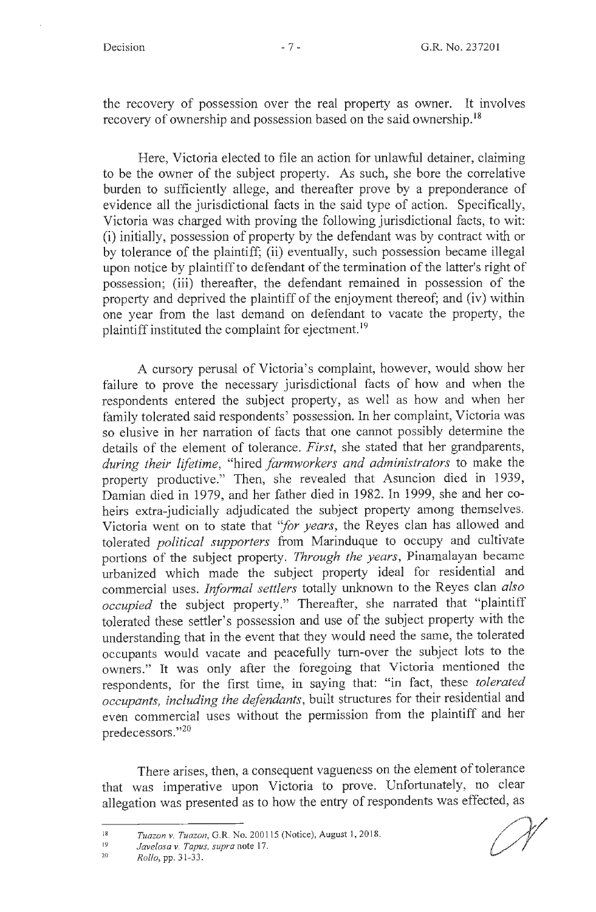the recovery of possession over the real property as owner. It involves recovery of ownership and possession based on the said ownership.[18]

Here, Victoria elected to file an action for unlawful detainer, claiming to be the owner of the subject property. As such, she bore the correlative burden to sufficiently allege, and thereafter prove by a preponderance of evidence all the jurisdictional facts in the said type of action. Specifically, Victoria was charged with proving the following jurisdictional facts, to wit: (i) initially, possession of property by the defendant was by contract with or by tolerance of the plaintiff; (ii) eventually, such possession became illegal upon notice by plaintiff to defendant of the termination of the latter's right of possession; (iii) thereafter, the defendant remained in possession of the property and deprived the plaintiff of the enjoyment thereof; and (iv) within one year from the last demand on defendant to vacate the property, the plaintiff instituted the complaint for ejectment.[19]

A cursory perusal of Victoria's complaint, however, would show her failure to prove the necessary jurisdictional facts of how and when the respondents entered the subject property, as well as how and when her family tolerated said respondents' possession. In her complaint, Victoria was so elusive in her narration of facts that one cannot possibly determine the details of the element of tolerance. *First*, she stated that her grandparents, *during their lifetime*, "hired *farmworkers and administrators* to make the property productive." Then, she revealed that Asuncion died in 1939, Damian died in 1979, and her father died in 1982. In 1999, she and her co-heirs extra-judicially adjudicated the subject property among themselves. Victoria went on to state that "*for years*, the Reyes clan has allowed and tolerated *political supporters* from Marinduque to occupy and cultivate portions of the subject property. *Through the years*, Pinamalayan became urbanized which made the subject property ideal for residential and commercial uses. *Informal settlers* totally unknown to the Reyes clan *also occupied* the subject property." Thereafter, she narrated that "plaintiff tolerated these settler's possession and use of the subject property with the understanding that in the event that they would need the same, the tolerated occupants would vacate and peacefully turn-over the subject lots to the owners." It was only after the foregoing that Victoria mentioned the respondents, for the first time, in saying that: "in fact, these *tolerated occupants, including the defendants*, built structures for their residential and even commercial uses without the permission from the plaintiff and her predecessors."[20]

There arises, then, a consequent vagueness on the element of tolerance that was imperative upon Victoria to prove. Unfortunately, no clear allegation was presented as to how the entry of respondents was effected, as

---

[18] *Tuazon v. Tuazon*, G.R. No. 200115 (Notice), August 1, 2018.

[19] *Javelosa v. Tapus*, *supra* note 17.

[20] *Rollo*, pp. 31-33.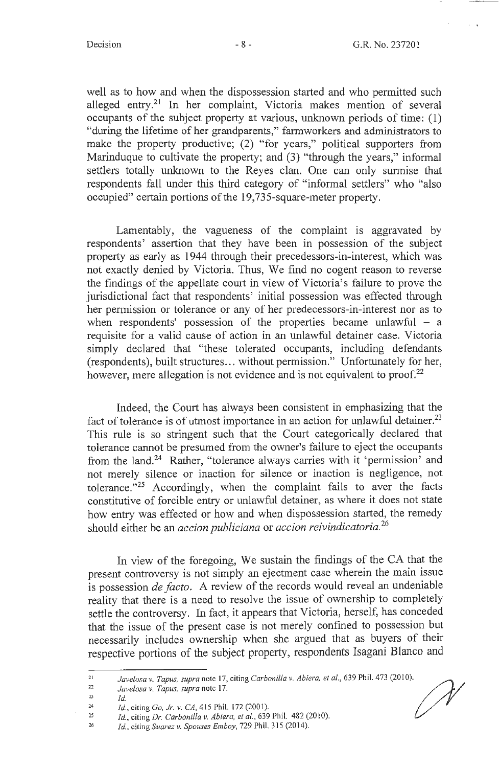well as to how and when the dispossession started and who permitted such alleged entry.[21] In her complaint, Victoria makes mention of several occupants of the subject property at various, unknown periods of time: (1) "during the lifetime of her grandparents," farmworkers and administrators to make the property productive; (2) "for years," political supporters from Marinduque to cultivate the property; and (3) "through the years," informal settlers totally unknown to the Reyes clan. One can only surmise that respondents fall under this third category of "informal settlers" who "also occupied" certain portions of the 19,735-square-meter property.

Lamentably, the vagueness of the complaint is aggravated by respondents' assertion that they have been in possession of the subject property as early as 1944 through their precedessors-in-interest, which was not exactly denied by Victoria. Thus, We find no cogent reason to reverse the findings of the appellate court in view of Victoria's failure to prove the jurisdictional fact that respondents' initial possession was effected through her permission or tolerance or any of her predecessors-in-interest nor as to when respondents' possession of the properties became unlawful – a requisite for a valid cause of action in an unlawful detainer case. Victoria simply declared that "these tolerated occupants, including defendants (respondents), built structures... without permission." Unfortunately for her, however, mere allegation is not evidence and is not equivalent to proof.[22]

Indeed, the Court has always been consistent in emphasizing that the fact of tolerance is of utmost importance in an action for unlawful detainer.[23] This rule is so stringent such that the Court categorically declared that tolerance cannot be presumed from the owner's failure to eject the occupants from the land.[24] Rather, "tolerance always carries with it 'permission' and not merely silence or inaction for silence or inaction is negligence, not tolerance."[25] Accordingly, when the complaint fails to aver the facts constitutive of forcible entry or unlawful detainer, as where it does not state how entry was effected or how and when dispossession started, the remedy should either be an *accion publiciana* or *accion reivindicatoria*.[26]

In view of the foregoing, We sustain the findings of the CA that the present controversy is not simply an ejectment case wherein the main issue is possession *de facto*. A review of the records would reveal an undeniable reality that there is a need to resolve the issue of ownership to completely settle the controversy. In fact, it appears that Victoria, herself, has conceded that the issue of the present case is not merely confined to possession but necessarily includes ownership when she argued that as buyers of their respective portions of the subject property, respondents Isagani Blanco and

---

[21] *Javelosa v. Tapus, supra* note 17, citing *Carbonilla v. Abiera, et al.*, 639 Phil. 473 (2010).

[22] *Javelosa v. Tapus, supra* note 17.

[23] *Id.*

[24] *Id.*, citing *Go, Jr. v. CA*, 415 Phil. 172 (2001).

[25] *Id.*, citing *Dr. Carbonilla v. Abiera, et al.*, 639 Phil. 482 (2010).

[26] *Id.*, citing *Suarez v. Spouses Emboy*, 729 Phil. 315 (2014).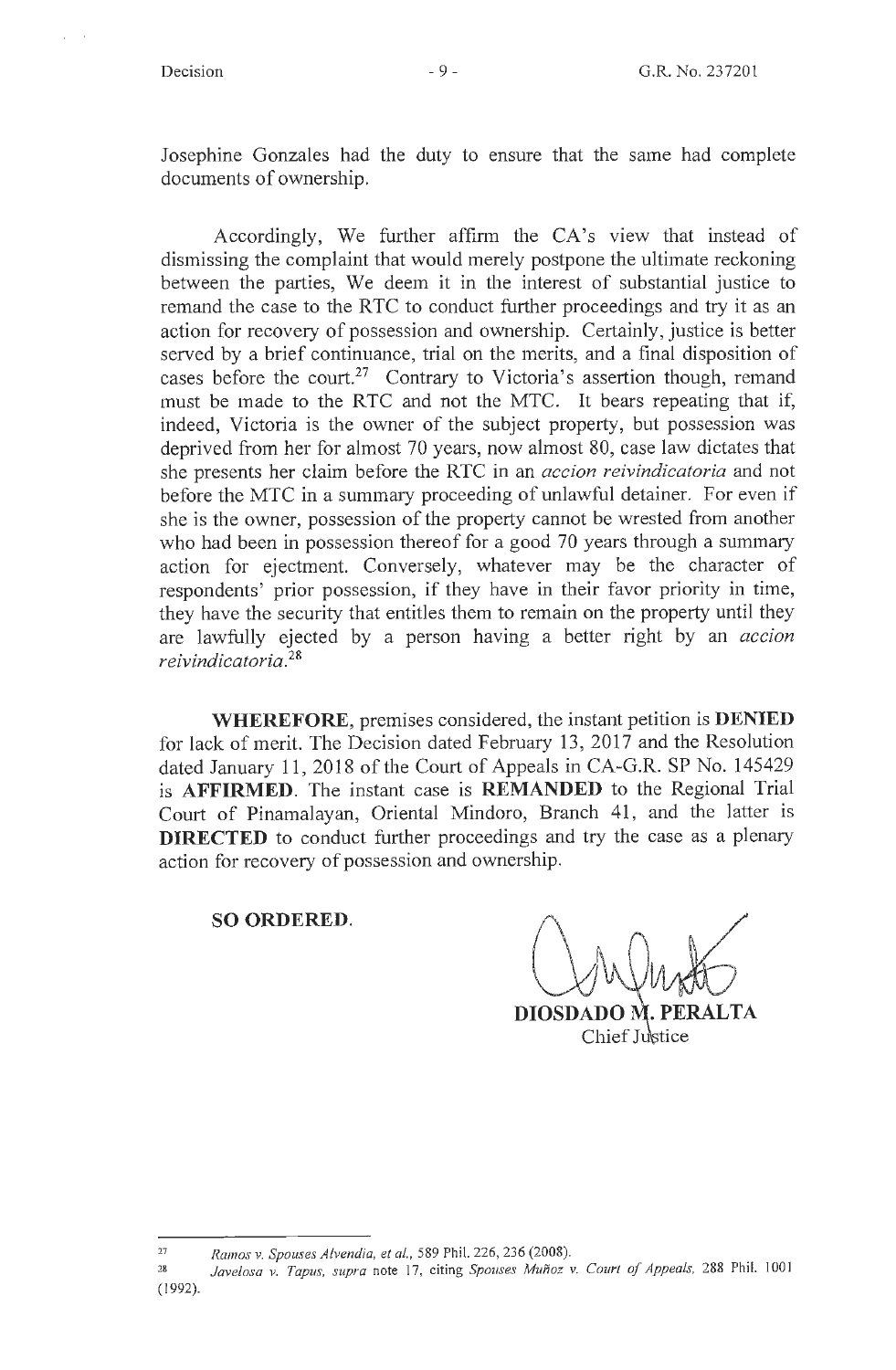Josephine Gonzales had the duty to ensure that the same had complete documents of ownership.

Accordingly, We further affirm the CA's view that instead of dismissing the complaint that would merely postpone the ultimate reckoning between the parties, We deem it in the interest of substantial justice to remand the case to the RTC to conduct further proceedings and try it as an action for recovery of possession and ownership. Certainly, justice is better served by a brief continuance, trial on the merits, and a final disposition of cases before the court.[27] Contrary to Victoria's assertion though, remand must be made to the RTC and not the MTC. It bears repeating that if, indeed, Victoria is the owner of the subject property, but possession was deprived from her for almost 70 years, now almost 80, case law dictates that she presents her claim before the RTC in an *accion reivindicatoria* and not before the MTC in a summary proceeding of unlawful detainer. For even if she is the owner, possession of the property cannot be wrested from another who had been in possession thereof for a good 70 years through a summary action for ejectment. Conversely, whatever may be the character of respondents' prior possession, if they have in their favor priority in time, they have the security that entitles them to remain on the property until they are lawfully ejected by a person having a better right by an *accion reivindicatoria*.[28]

**WHEREFORE**, premises considered, the instant petition is **DENIED** for lack of merit. The Decision dated February 13, 2017 and the Resolution dated January 11, 2018 of the Court of Appeals in CA-G.R. SP No. 145429 is **AFFIRMED**. The instant case is **REMANDED** to the Regional Trial Court of Pinamalayan, Oriental Mindoro, Branch 41, and the latter is **DIRECTED** to conduct further proceedings and try the case as a plenary action for recovery of possession and ownership.

**SO ORDERED.**

**DIOSDADO M. PERALTA**
Chief Justice

---

[27] *Ramos v. Spouses Alvendia, et al.*, 589 Phil. 226, 236 (2008).

[28] *Javelosa v. Tapus, supra* note 17, citing *Spouses Muñoz v. Court of Appeals*, 288 Phil. 1001 (1992).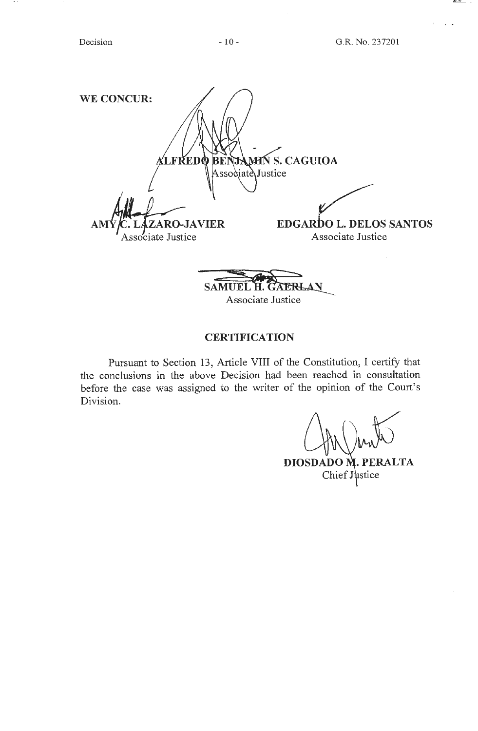**WE CONCUR:**

**ALFREDO BENJAMIN S. CAGUIOA**
Associate Justice

**AMY C. LAZARO-JAVIER**
Associate Justice

**EDGARDO L. DELOS SANTOS**
Associate Justice

**SAMUEL H. GAERLAN**
Associate Justice

## CERTIFICATION

Pursuant to Section 13, Article VIII of the Constitution, I certify that the conclusions in the above Decision had been reached in consultation before the case was assigned to the writer of the opinion of the Court's Division.

**DIOSDADO M. PERALTA**
Chief Justice